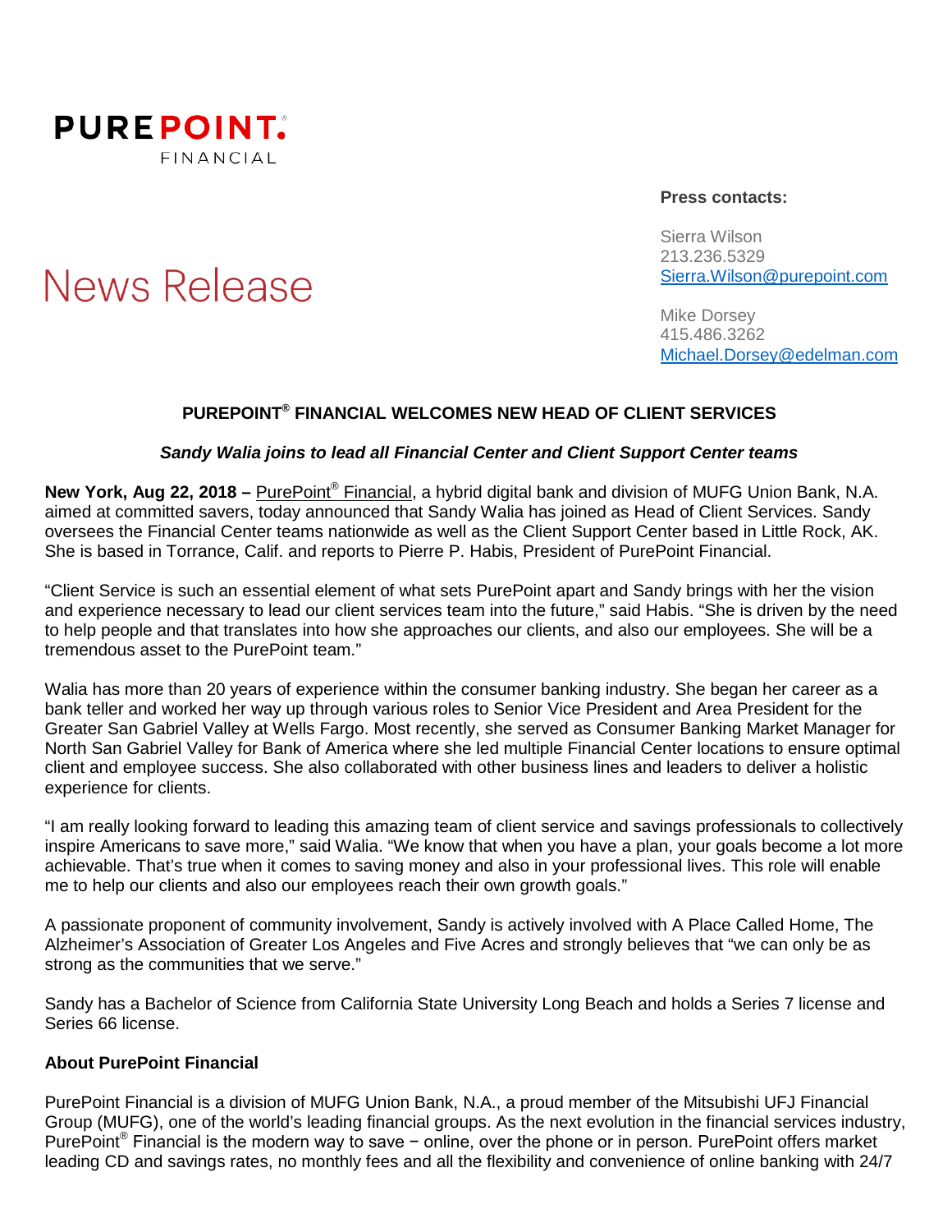PUREPOINT®
FINANCIAL

# News Release

**Press contacts:**

Sierra Wilson
213.236.5329
Sierra.Wilson@purepoint.com

Mike Dorsey
415.486.3262
Michael.Dorsey@edelman.com

## PUREPOINT® FINANCIAL WELCOMES NEW HEAD OF CLIENT SERVICES

***Sandy Walia joins to lead all Financial Center and Client Support Center teams***

**New York, Aug 22, 2018 –** PurePoint® Financial, a hybrid digital bank and division of MUFG Union Bank, N.A. aimed at committed savers, today announced that Sandy Walia has joined as Head of Client Services. Sandy oversees the Financial Center teams nationwide as well as the Client Support Center based in Little Rock, AK. She is based in Torrance, Calif. and reports to Pierre P. Habis, President of PurePoint Financial.

"Client Service is such an essential element of what sets PurePoint apart and Sandy brings with her the vision and experience necessary to lead our client services team into the future," said Habis. "She is driven by the need to help people and that translates into how she approaches our clients, and also our employees. She will be a tremendous asset to the PurePoint team."

Walia has more than 20 years of experience within the consumer banking industry. She began her career as a bank teller and worked her way up through various roles to Senior Vice President and Area President for the Greater San Gabriel Valley at Wells Fargo. Most recently, she served as Consumer Banking Market Manager for North San Gabriel Valley for Bank of America where she led multiple Financial Center locations to ensure optimal client and employee success. She also collaborated with other business lines and leaders to deliver a holistic experience for clients.

"I am really looking forward to leading this amazing team of client service and savings professionals to collectively inspire Americans to save more," said Walia. "We know that when you have a plan, your goals become a lot more achievable. That's true when it comes to saving money and also in your professional lives. This role will enable me to help our clients and also our employees reach their own growth goals."

A passionate proponent of community involvement, Sandy is actively involved with A Place Called Home, The Alzheimer's Association of Greater Los Angeles and Five Acres and strongly believes that "we can only be as strong as the communities that we serve."

Sandy has a Bachelor of Science from California State University Long Beach and holds a Series 7 license and Series 66 license.

**About PurePoint Financial**

PurePoint Financial is a division of MUFG Union Bank, N.A., a proud member of the Mitsubishi UFJ Financial Group (MUFG), one of the world's leading financial groups. As the next evolution in the financial services industry, PurePoint® Financial is the modern way to save − online, over the phone or in person. PurePoint offers market leading CD and savings rates, no monthly fees and all the flexibility and convenience of online banking with 24/7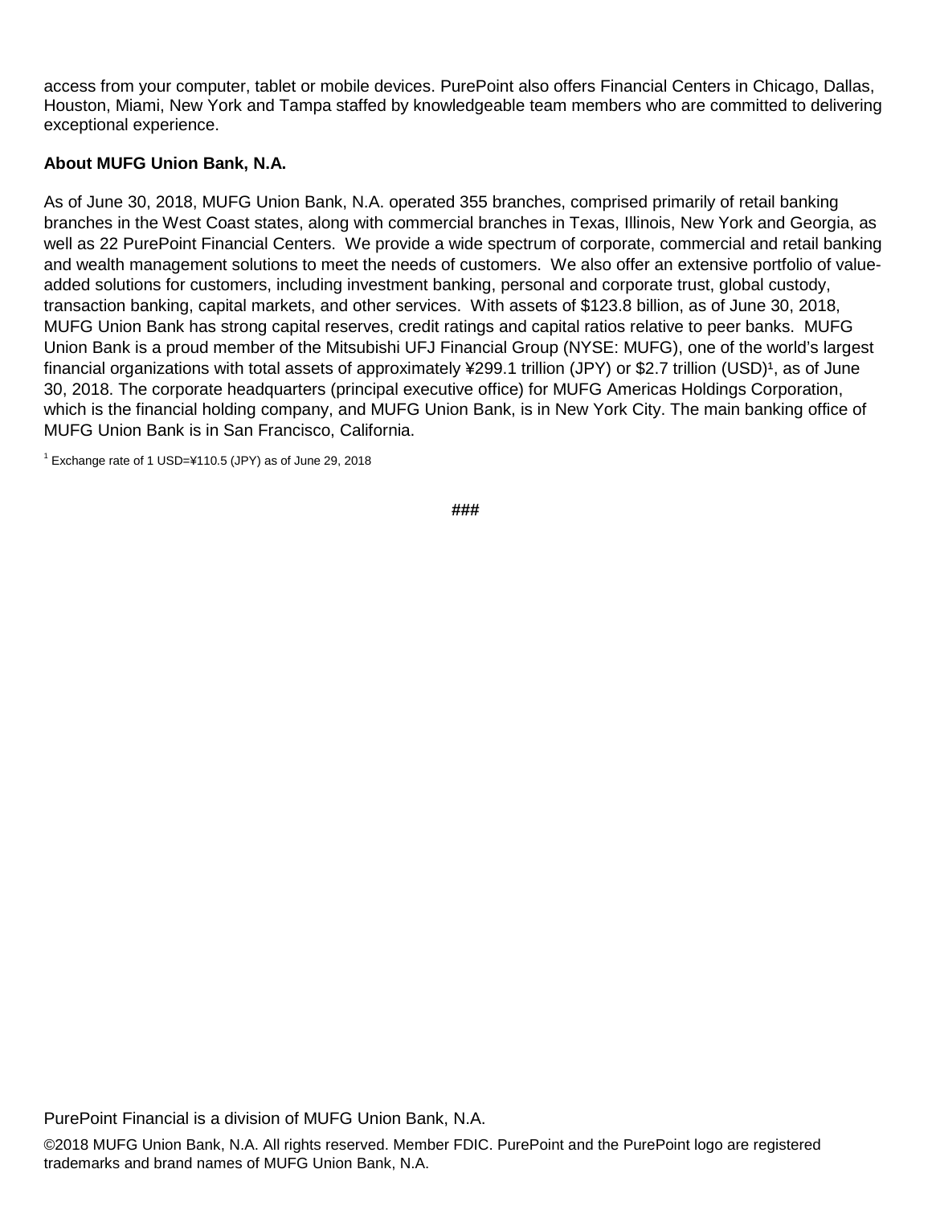access from your computer, tablet or mobile devices. PurePoint also offers Financial Centers in Chicago, Dallas, Houston, Miami, New York and Tampa staffed by knowledgeable team members who are committed to delivering exceptional experience.

**About MUFG Union Bank, N.A.**

As of June 30, 2018, MUFG Union Bank, N.A. operated 355 branches, comprised primarily of retail banking branches in the West Coast states, along with commercial branches in Texas, Illinois, New York and Georgia, as well as 22 PurePoint Financial Centers. We provide a wide spectrum of corporate, commercial and retail banking and wealth management solutions to meet the needs of customers. We also offer an extensive portfolio of value-added solutions for customers, including investment banking, personal and corporate trust, global custody, transaction banking, capital markets, and other services. With assets of $123.8 billion, as of June 30, 2018, MUFG Union Bank has strong capital reserves, credit ratings and capital ratios relative to peer banks. MUFG Union Bank is a proud member of the Mitsubishi UFJ Financial Group (NYSE: MUFG), one of the world's largest financial organizations with total assets of approximately ¥299.1 trillion (JPY) or $2.7 trillion (USD)[1], as of June 30, 2018. The corporate headquarters (principal executive office) for MUFG Americas Holdings Corporation, which is the financial holding company, and MUFG Union Bank, is in New York City. The main banking office of MUFG Union Bank is in San Francisco, California.

[1] Exchange rate of 1 USD=¥110.5 (JPY) as of June 29, 2018

###

PurePoint Financial is a division of MUFG Union Bank, N.A.

©2018 MUFG Union Bank, N.A. All rights reserved. Member FDIC. PurePoint and the PurePoint logo are registered trademarks and brand names of MUFG Union Bank, N.A.